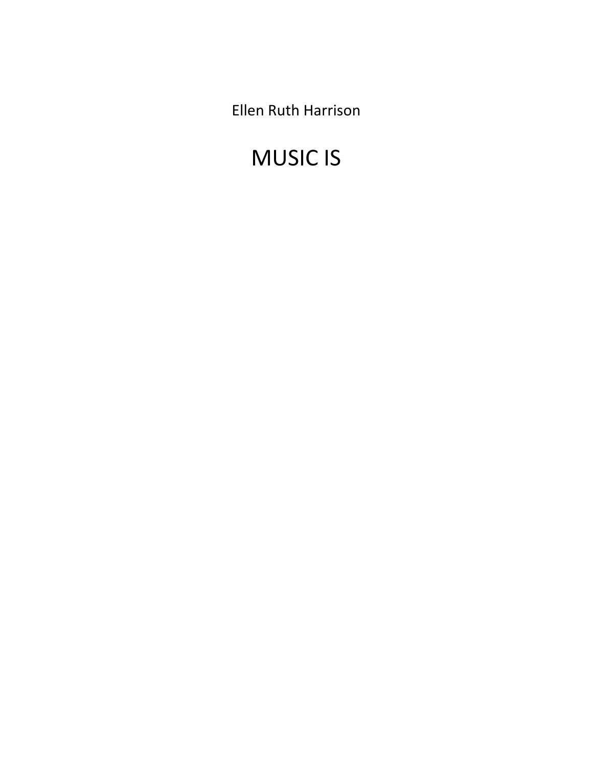Ellen Ruth Harrison

# MUSIC IS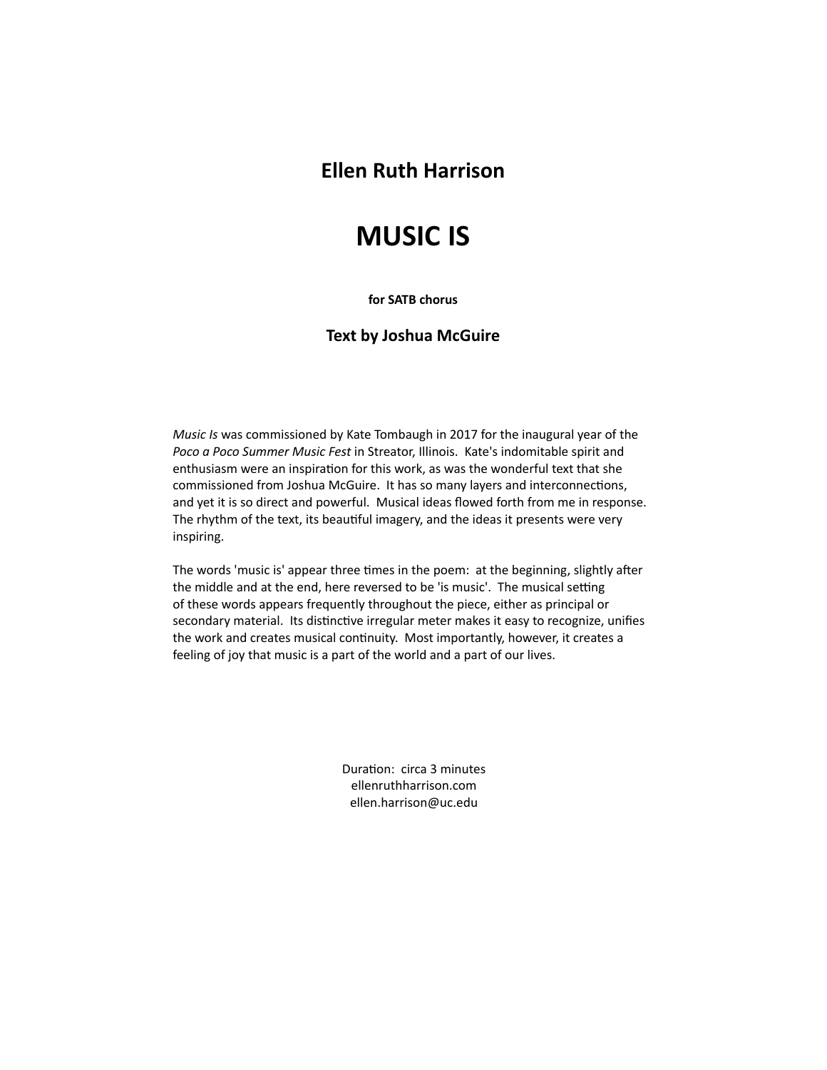## Ellen Ruth Harrison

# MUSIC IS

**for SATB chorus**

### Text by Joshua McGuire

*Music Is* was commissioned by Kate Tombaugh in 2017 for the inaugural year of the *Poco a Poco Summer Music Fest* in Streator, Illinois. Kate's indomitable spirit and enthusiasm were an inspiration for this work, as was the wonderful text that she commissioned from Joshua McGuire. It has so many layers and interconnections, and yet it is so direct and powerful. Musical ideas flowed forth from me in response. The rhythm of the text, its beautiful imagery, and the ideas it presents were very inspiring.

The words 'music is' appear three times in the poem: at the beginning, slightly after the middle and at the end, here reversed to be 'is music'. The musical setting of these words appears frequently throughout the piece, either as principal or secondary material. Its distinctive irregular meter makes it easy to recognize, unifies the work and creates musical continuity. Most importantly, however, it creates a feeling of joy that music is a part of the world and a part of our lives.

Duration: circa 3 minutes
ellenruthharrison.com
ellen.harrison@uc.edu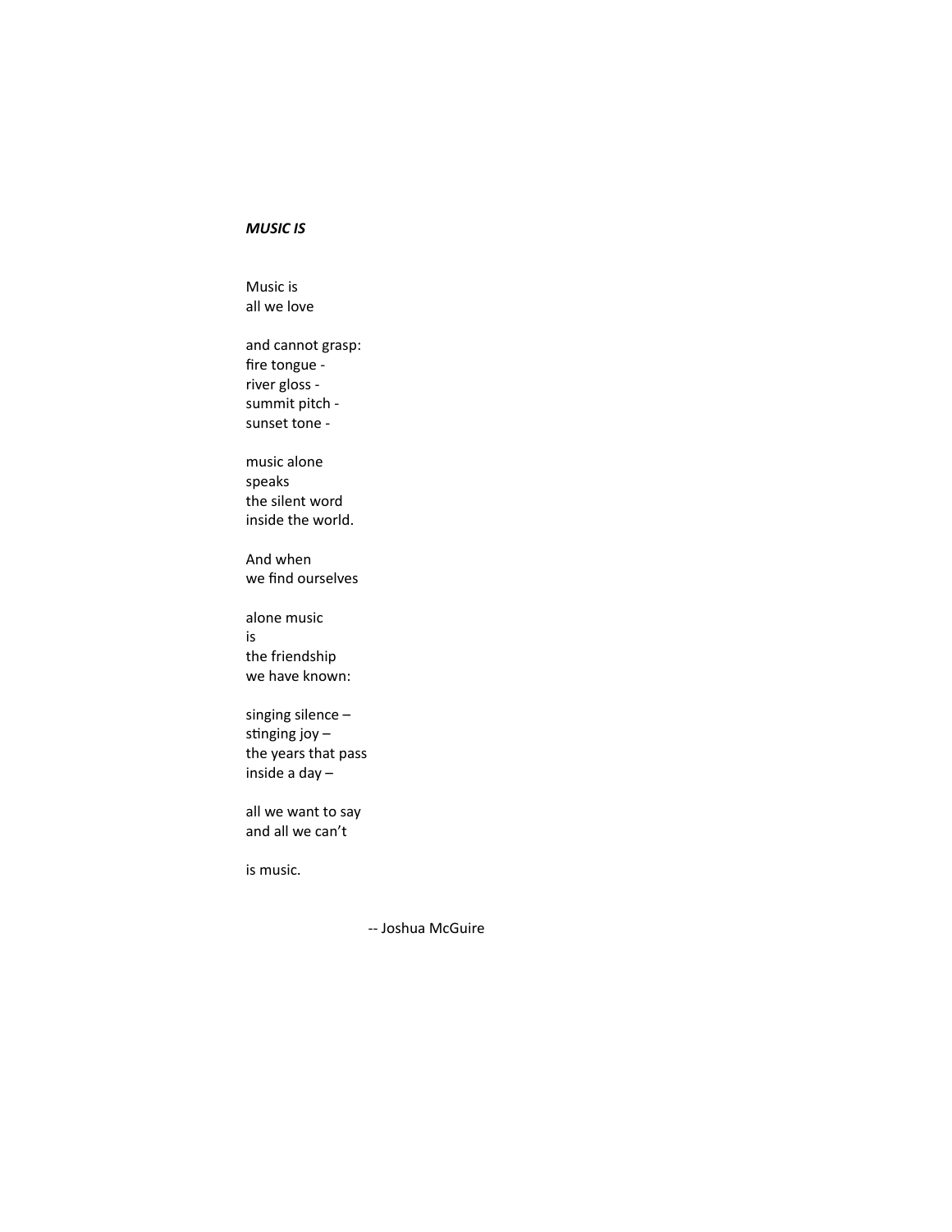***MUSIC IS***

Music is  
all we love

and cannot grasp:  
fire tongue -  
river gloss -  
summit pitch -  
sunset tone -

music alone  
speaks  
the silent word  
inside the world.

And when  
we find ourselves

alone music  
is  
the friendship  
we have known:

singing silence –  
stinging joy –  
the years that pass  
inside a day –

all we want to say  
and all we can't

is music.

-- Joshua McGuire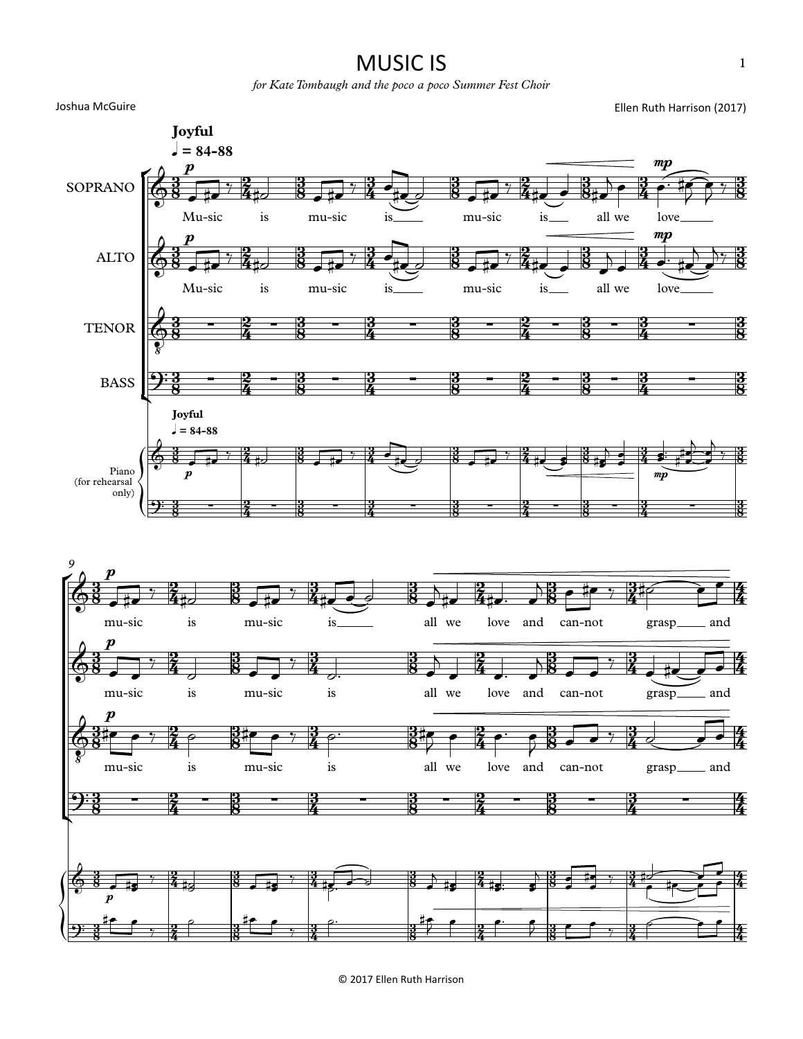# MUSIC IS

*for Kate Tombaugh and the poco a poco Summer Fest Choir*

Joshua McGuire

Ellen Ruth Harrison (2017)

© 2017 Ellen Ruth Harrison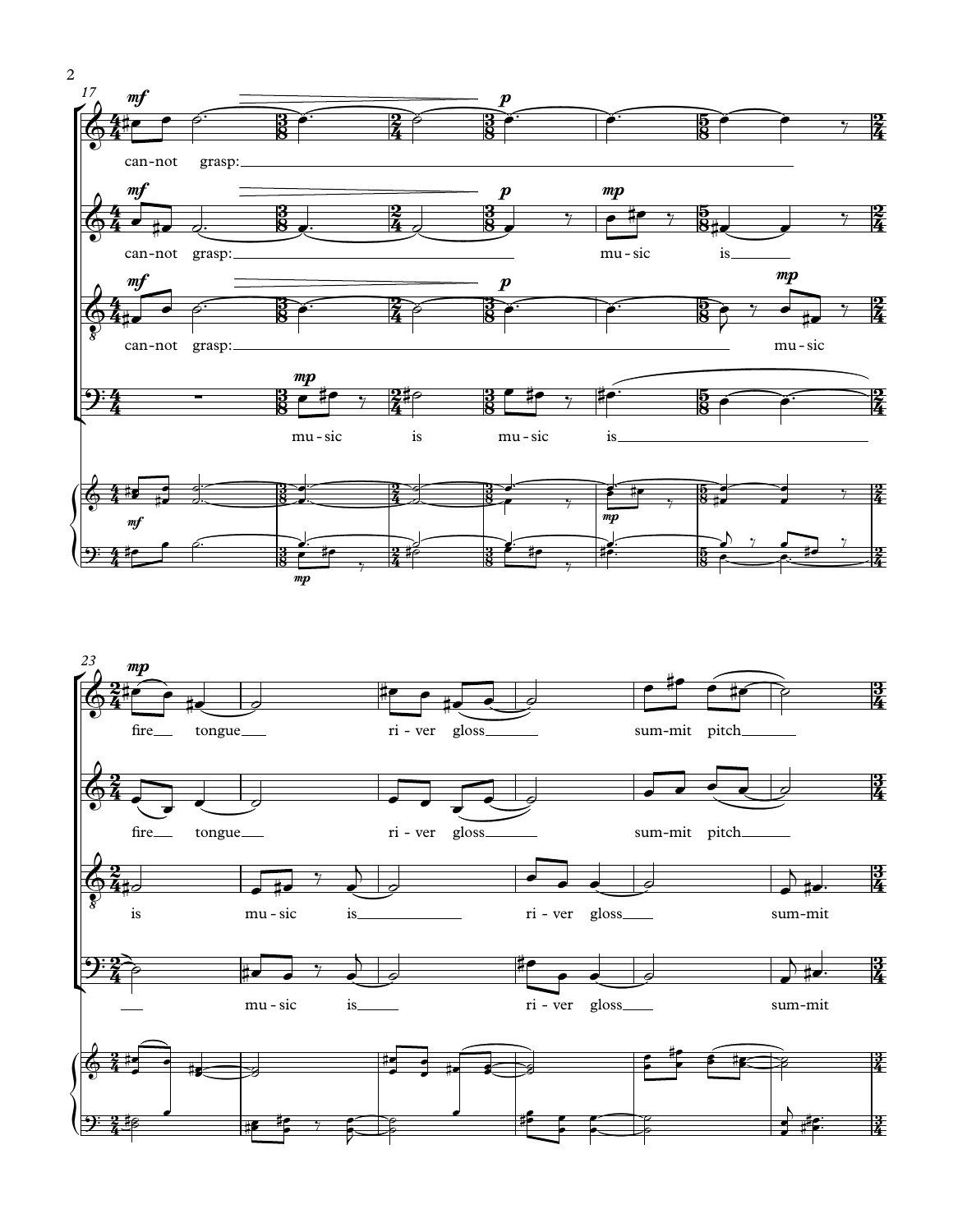can-not grasp:

can-not grasp: mu-sic is

can-not grasp: mu-sic

mu-sic is mu-sic is

fire tongue ri-ver gloss sum-mit pitch

fire tongue ri-ver gloss sum-mit pitch

is mu-sic is ri-ver gloss sum-mit

mu-sic is ri-ver gloss sum-mit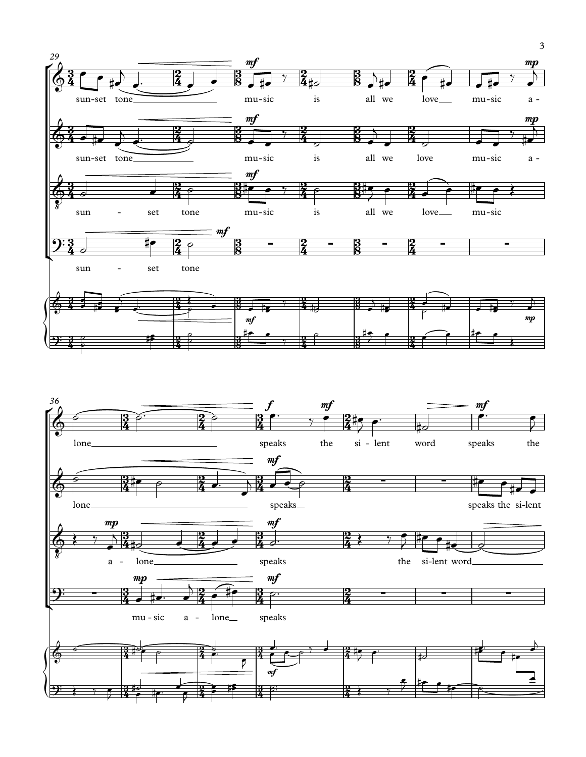29

sun-set tone mu-sic is all we love mu-sic a-

sun-set tone mu-sic is all we love mu-sic a-

sun - set tone mu-sic is all we love mu-sic

sun - set tone

36

lone speaks the si-lent word speaks the

lone speaks speaks the si-lent

a - lone speaks the si-lent word

mu-sic a - lone speaks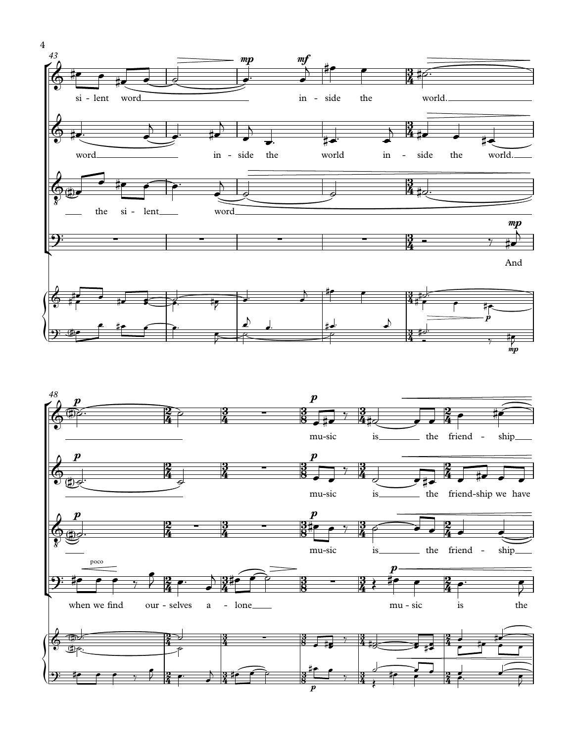43

si - lent word in - side the world.

word in - side the world in - side the world.

the si - lent word

And

48

mu-sic is the friend - ship

mu-sic is the friend-ship we have

mu-sic is the friend - ship

when we find our - selves a - lone mu - sic is the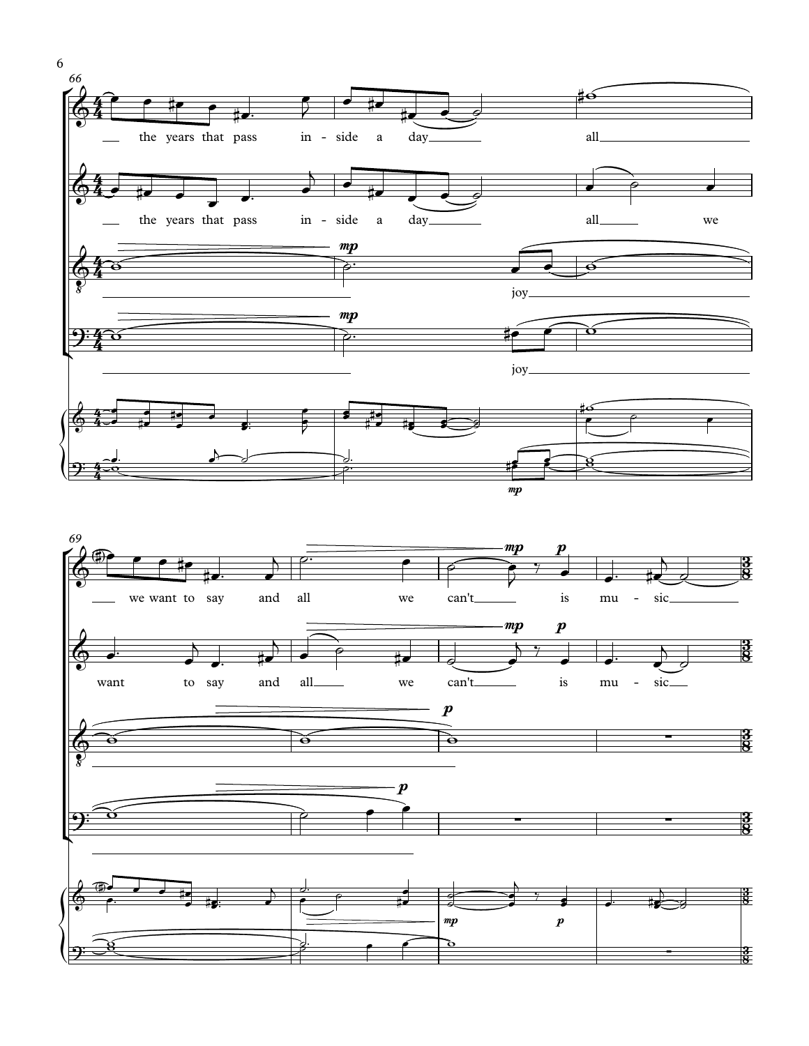the years that pass in - side a day all we want to say and all we can't is mu - sic

the years that pass in - side a day all we want to say and all we can't is mu - sic

joy

joy